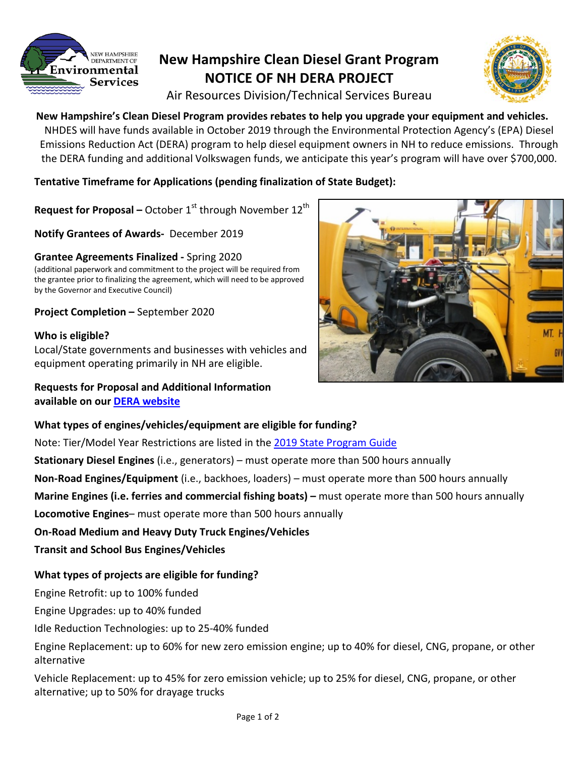# New Hampshire Clean Diesel Grant Program
## NOTICE OF NH DERA PROJECT
Air Resources Division/Technical Services Bureau

**New Hampshire's Clean Diesel Program provides rebates to help you upgrade your equipment and vehicles.** NHDES will have funds available in October 2019 through the Environmental Protection Agency's (EPA) Diesel Emissions Reduction Act (DERA) program to help diesel equipment owners in NH to reduce emissions. Through the DERA funding and additional Volkswagen funds, we anticipate this year's program will have over $700,000.

**Tentative Timeframe for Applications (pending finalization of State Budget):**

**Request for Proposal –** October 1st through November 12th

**Notify Grantees of Awards-** December 2019

**Grantee Agreements Finalized -** Spring 2020
(additional paperwork and commitment to the project will be required from the grantee prior to finalizing the agreement, which will need to be approved by the Governor and Executive Council)

**Project Completion –** September 2020

**Who is eligible?**
Local/State governments and businesses with vehicles and equipment operating primarily in NH are eligible.

**Requests for Proposal and Additional Information available on our DERA website**

**What types of engines/vehicles/equipment are eligible for funding?**

Note: Tier/Model Year Restrictions are listed in the 2019 State Program Guide

**Stationary Diesel Engines** (i.e., generators) – must operate more than 500 hours annually

**Non-Road Engines/Equipment** (i.e., backhoes, loaders) – must operate more than 500 hours annually

**Marine Engines (i.e. ferries and commercial fishing boats) –** must operate more than 500 hours annually

**Locomotive Engines**– must operate more than 500 hours annually

**On-Road Medium and Heavy Duty Truck Engines/Vehicles**

**Transit and School Bus Engines/Vehicles**

**What types of projects are eligible for funding?**

Engine Retrofit: up to 100% funded

Engine Upgrades: up to 40% funded

Idle Reduction Technologies: up to 25-40% funded

Engine Replacement: up to 60% for new zero emission engine; up to 40% for diesel, CNG, propane, or other alternative

Vehicle Replacement: up to 45% for zero emission vehicle; up to 25% for diesel, CNG, propane, or other alternative; up to 50% for drayage trucks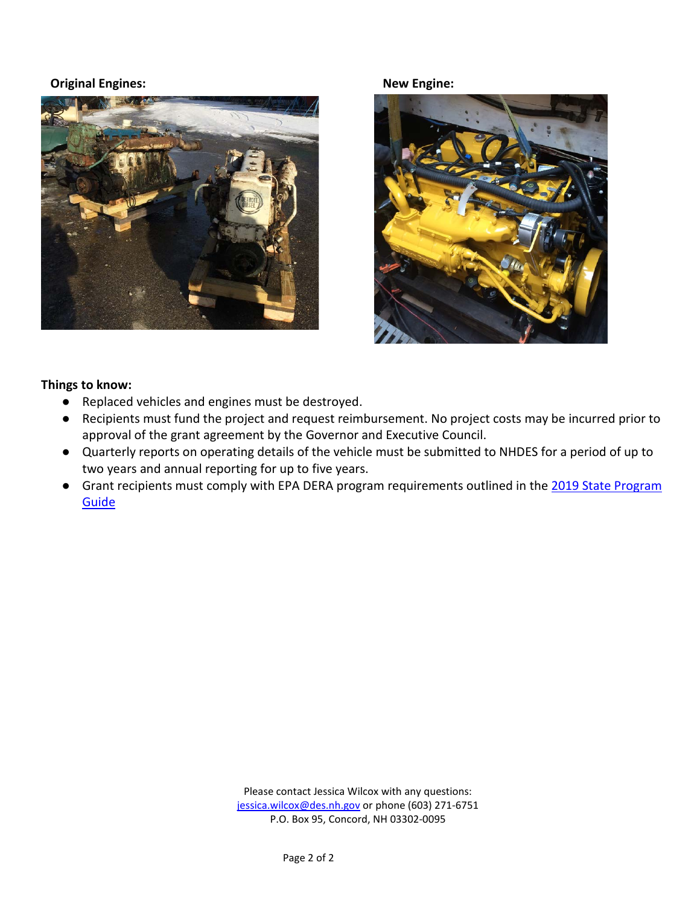**Original Engines:**

**New Engine:**

**Things to know:**

- Replaced vehicles and engines must be destroyed.
- Recipients must fund the project and request reimbursement. No project costs may be incurred prior to approval of the grant agreement by the Governor and Executive Council.
- Quarterly reports on operating details of the vehicle must be submitted to NHDES for a period of up to two years and annual reporting for up to five years.
- Grant recipients must comply with EPA DERA program requirements outlined in the 2019 State Program Guide

Please contact Jessica Wilcox with any questions:
jessica.wilcox@des.nh.gov or phone (603) 271-6751
P.O. Box 95, Concord, NH 03302-0095